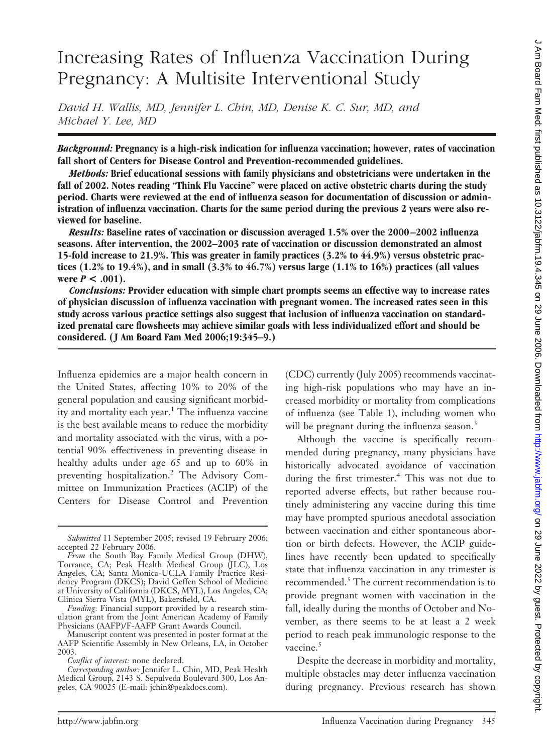# Increasing Rates of Influenza Vaccination During Pregnancy: A Multisite Interventional Study

*David H. Wallis, MD, Jennifer L. Chin, MD, Denise K. C. Sur, MD, and Michael Y. Lee, MD*

***Background:*** **Pregnancy is a high-risk indication for influenza vaccination; however, rates of vaccination fall short of Centers for Disease Control and Prevention-recommended guidelines.**

***Methods:*** **Brief educational sessions with family physicians and obstetricians were undertaken in the fall of 2002. Notes reading "Think Flu Vaccine" were placed on active obstetric charts during the study period. Charts were reviewed at the end of influenza season for documentation of discussion or administration of influenza vaccination. Charts for the same period during the previous 2 years were also reviewed for baseline.**

***Results:*** **Baseline rates of vaccination or discussion averaged 1.5% over the 2000–2002 influenza seasons. After intervention, the 2002–2003 rate of vaccination or discussion demonstrated an almost 15-fold increase to 21.9%. This was greater in family practices (3.2% to 44.9%) versus obstetric practices (1.2% to 19.4%), and in small (3.3% to 46.7%) versus large (1.1% to 16%) practices (all values were $P < .001$).**

***Conclusions:*** **Provider education with simple chart prompts seems an effective way to increase rates of physician discussion of influenza vaccination with pregnant women. The increased rates seen in this study across various practice settings also suggest that inclusion of influenza vaccination on standardized prenatal care flowsheets may achieve similar goals with less individualized effort and should be considered. (J Am Board Fam Med 2006;19:345–9.)**

Influenza epidemics are a major health concern in the United States, affecting 10% to 20% of the general population and causing significant morbidity and mortality each year.[1] The influenza vaccine is the best available means to reduce the morbidity and mortality associated with the virus, with a potential 90% effectiveness in preventing disease in healthy adults under age 65 and up to 60% in preventing hospitalization.[2] The Advisory Committee on Immunization Practices (ACIP) of the Centers for Disease Control and Prevention (CDC) currently (July 2005) recommends vaccinating high-risk populations who may have an increased morbidity or mortality from complications of influenza (see Table 1), including women who will be pregnant during the influenza season.[3]

Although the vaccine is specifically recommended during pregnancy, many physicians have historically advocated avoidance of vaccination during the first trimester.[4] This was not due to reported adverse effects, but rather because routinely administering any vaccine during this time may have prompted spurious anecdotal association between vaccination and either spontaneous abortion or birth defects. However, the ACIP guidelines have recently been updated to specifically state that influenza vaccination in any trimester is recommended.[3] The current recommendation is to provide pregnant women with vaccination in the fall, ideally during the months of October and November, as there seems to be at least a 2 week period to reach peak immunologic response to the vaccine.[5]

Despite the decrease in morbidity and mortality, multiple obstacles may deter influenza vaccination during pregnancy. Previous research has shown

---

*Submitted* 11 September 2005; revised 19 February 2006; accepted 22 February 2006.

*From* the South Bay Family Medical Group (DHW), Torrance, CA; Peak Health Medical Group (JLC), Los Angeles, CA; Santa Monica-UCLA Family Practice Residency Program (DKCS); David Geffen School of Medicine at University of California (DKCS, MYL), Los Angeles, CA; Clinica Sierra Vista (MYL), Bakersfield, CA.

*Funding*: Financial support provided by a research stimulation grant from the Joint American Academy of Family Physicians (AAFP)/F-AAFP Grant Awards Council.

Manuscript content was presented in poster format at the AAFP Scientific Assembly in New Orleans, LA, in October 2003.

*Conflict of interest:* none declared.

*Corresponding author:* Jennifer L. Chin, MD, Peak Health Medical Group, 2143 S. Sepulveda Boulevard 300, Los Angeles, CA 90025 (E-mail: jchin@peakdocs.com).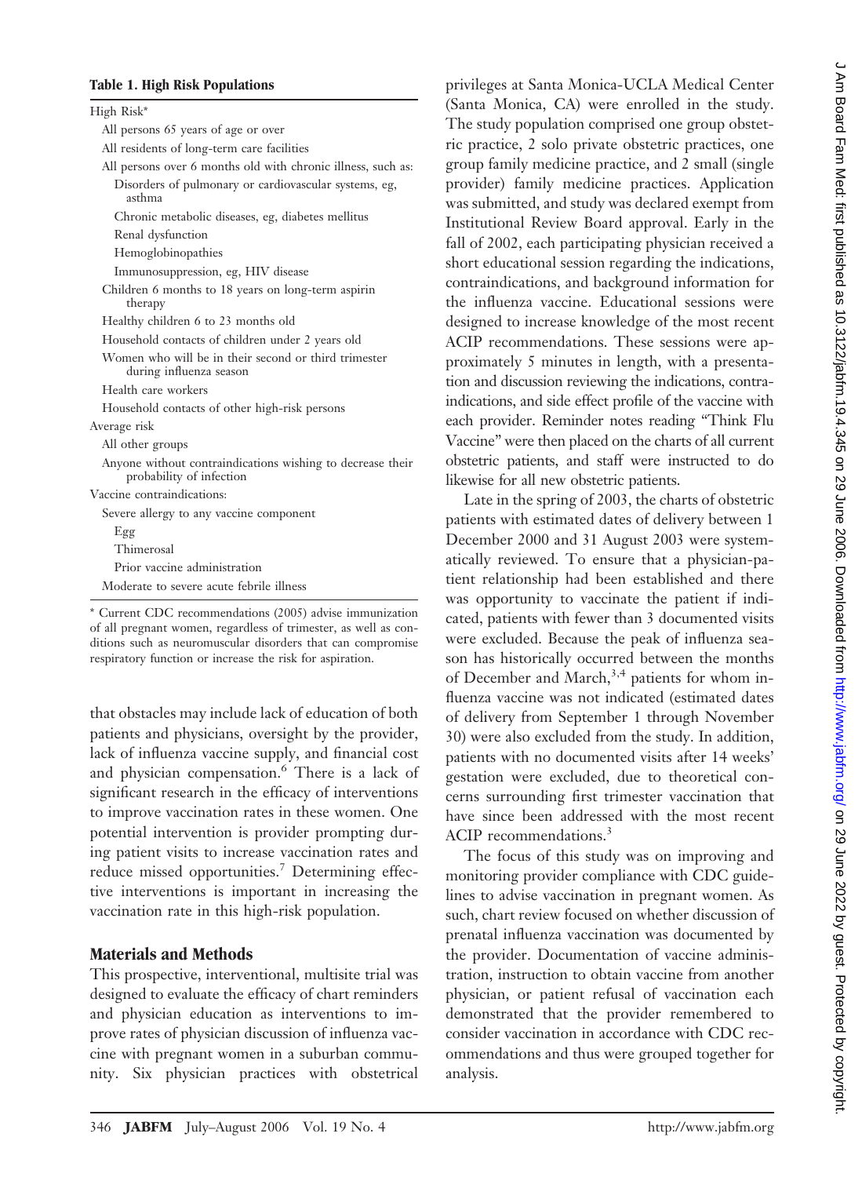**Table 1. High Risk Populations**

| |
|---|
| High Risk* |
| All persons 65 years of age or over |
| All residents of long-term care facilities |
| All persons over 6 months old with chronic illness, such as: |
| Disorders of pulmonary or cardiovascular systems, eg, asthma |
| Chronic metabolic diseases, eg, diabetes mellitus |
| Renal dysfunction |
| Hemoglobinopathies |
| Immunosuppression, eg, HIV disease |
| Children 6 months to 18 years on long-term aspirin therapy |
| Healthy children 6 to 23 months old |
| Household contacts of children under 2 years old |
| Women who will be in their second or third trimester during influenza season |
| Health care workers |
| Household contacts of other high-risk persons |
| Average risk |
| All other groups |
| Anyone without contraindications wishing to decrease their probability of infection |
| Vaccine contraindications: |
| Severe allergy to any vaccine component |
| Egg |
| Thimerosal |
| Prior vaccine administration |
| Moderate to severe acute febrile illness |

\* Current CDC recommendations (2005) advise immunization of all pregnant women, regardless of trimester, as well as conditions such as neuromuscular disorders that can compromise respiratory function or increase the risk for aspiration.

that obstacles may include lack of education of both patients and physicians, oversight by the provider, lack of influenza vaccine supply, and financial cost and physician compensation.[6] There is a lack of significant research in the efficacy of interventions to improve vaccination rates in these women. One potential intervention is provider prompting during patient visits to increase vaccination rates and reduce missed opportunities.[7] Determining effective interventions is important in increasing the vaccination rate in this high-risk population.

## Materials and Methods

This prospective, interventional, multisite trial was designed to evaluate the efficacy of chart reminders and physician education as interventions to improve rates of physician discussion of influenza vaccine with pregnant women in a suburban community. Six physician practices with obstetrical privileges at Santa Monica-UCLA Medical Center (Santa Monica, CA) were enrolled in the study. The study population comprised one group obstetric practice, 2 solo private obstetric practices, one group family medicine practice, and 2 small (single provider) family medicine practices. Application was submitted, and study was declared exempt from Institutional Review Board approval. Early in the fall of 2002, each participating physician received a short educational session regarding the indications, contraindications, and background information for the influenza vaccine. Educational sessions were designed to increase knowledge of the most recent ACIP recommendations. These sessions were approximately 5 minutes in length, with a presentation and discussion reviewing the indications, contraindications, and side effect profile of the vaccine with each provider. Reminder notes reading "Think Flu Vaccine" were then placed on the charts of all current obstetric patients, and staff were instructed to do likewise for all new obstetric patients.

Late in the spring of 2003, the charts of obstetric patients with estimated dates of delivery between 1 December 2000 and 31 August 2003 were systematically reviewed. To ensure that a physician-patient relationship had been established and there was opportunity to vaccinate the patient if indicated, patients with fewer than 3 documented visits were excluded. Because the peak of influenza season has historically occurred between the months of December and March,[3,4] patients for whom influenza vaccine was not indicated (estimated dates of delivery from September 1 through November 30) were also excluded from the study. In addition, patients with no documented visits after 14 weeks' gestation were excluded, due to theoretical concerns surrounding first trimester vaccination that have since been addressed with the most recent ACIP recommendations.[3]

The focus of this study was on improving and monitoring provider compliance with CDC guidelines to advise vaccination in pregnant women. As such, chart review focused on whether discussion of prenatal influenza vaccination was documented by the provider. Documentation of vaccine administration, instruction to obtain vaccine from another physician, or patient refusal of vaccination each demonstrated that the provider remembered to consider vaccination in accordance with CDC recommendations and thus were grouped together for analysis.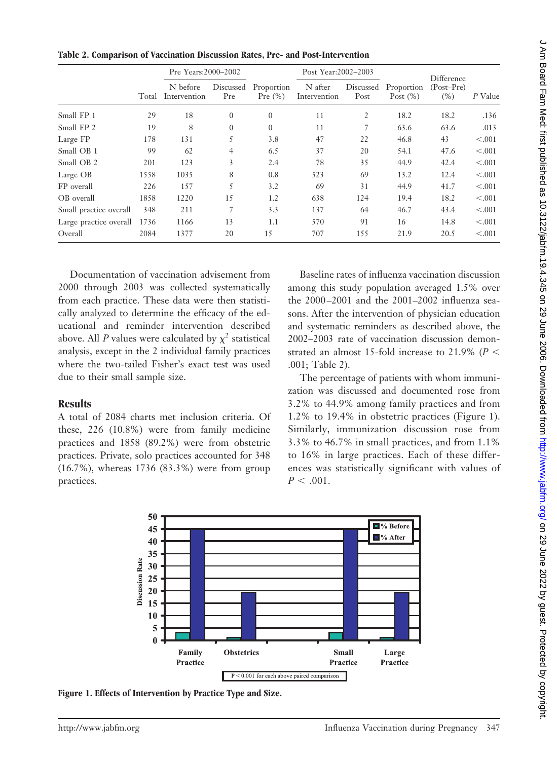**Table 2. Comparison of Vaccination Discussion Rates, Pre- and Post-Intervention**

| | | Pre Years:2000–2002 | | | Post Year:2002–2003 | | | | |
|---|---|---|---|---|---|---|---|---|---|
| | Total | N before Intervention | Discussed Pre | Proportion Pre (%) | N after Intervention | Discussed Post | Proportion Post (%) | Difference (Post–Pre) (%) | *P* Value |
| Small FP 1 | 29 | 18 | 0 | 0 | 11 | 2 | 18.2 | 18.2 | .136 |
| Small FP 2 | 19 | 8 | 0 | 0 | 11 | 7 | 63.6 | 63.6 | .013 |
| Large FP | 178 | 131 | 5 | 3.8 | 47 | 22 | 46.8 | 43 | <.001 |
| Small OB 1 | 99 | 62 | 4 | 6.5 | 37 | 20 | 54.1 | 47.6 | <.001 |
| Small OB 2 | 201 | 123 | 3 | 2.4 | 78 | 35 | 44.9 | 42.4 | <.001 |
| Large OB | 1558 | 1035 | 8 | 0.8 | 523 | 69 | 13.2 | 12.4 | <.001 |
| FP overall | 226 | 157 | 5 | 3.2 | 69 | 31 | 44.9 | 41.7 | <.001 |
| OB overall | 1858 | 1220 | 15 | 1.2 | 638 | 124 | 19.4 | 18.2 | <.001 |
| Small practice overall | 348 | 211 | 7 | 3.3 | 137 | 64 | 46.7 | 43.4 | <.001 |
| Large practice overall | 1736 | 1166 | 13 | 1.1 | 570 | 91 | 16 | 14.8 | <.001 |
| Overall | 2084 | 1377 | 20 | 15 | 707 | 155 | 21.9 | 20.5 | <.001 |

Documentation of vaccination advisement from 2000 through 2003 was collected systematically from each practice. These data were then statistically analyzed to determine the efficacy of the educational and reminder intervention described above. All *P* values were calculated by $\chi^2$ statistical analysis, except in the 2 individual family practices where the two-tailed Fisher's exact test was used due to their small sample size.

## Results

A total of 2084 charts met inclusion criteria. Of these, 226 (10.8%) were from family medicine practices and 1858 (89.2%) were from obstetric practices. Private, solo practices accounted for 348 (16.7%), whereas 1736 (83.3%) were from group practices.

Baseline rates of influenza vaccination discussion among this study population averaged 1.5% over the 2000–2001 and the 2001–2002 influenza seasons. After the intervention of physician education and systematic reminders as described above, the 2002–2003 rate of vaccination discussion demonstrated an almost 15-fold increase to 21.9% ($P < .001$; Table 2).

The percentage of patients with whom immunization was discussed and documented rose from 3.2% to 44.9% among family practices and from 1.2% to 19.4% in obstetric practices (Figure 1). Similarly, immunization discussion rose from 3.3% to 46.7% in small practices, and from 1.1% to 16% in large practices. Each of these differences was statistically significant with values of $P < .001$.

**Figure 1. Effects of Intervention by Practice Type and Size.**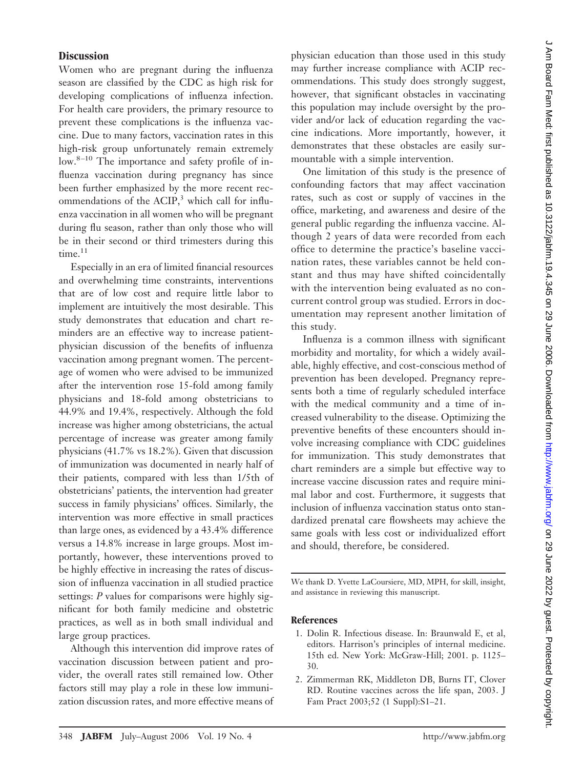## Discussion

Women who are pregnant during the influenza season are classified by the CDC as high risk for developing complications of influenza infection. For health care providers, the primary resource to prevent these complications is the influenza vaccine. Due to many factors, vaccination rates in this high-risk group unfortunately remain extremely low.[8–10] The importance and safety profile of influenza vaccination during pregnancy has since been further emphasized by the more recent recommendations of the ACIP,[3] which call for influenza vaccination in all women who will be pregnant during flu season, rather than only those who will be in their second or third trimesters during this time.[11]

Especially in an era of limited financial resources and overwhelming time constraints, interventions that are of low cost and require little labor to implement are intuitively the most desirable. This study demonstrates that education and chart reminders are an effective way to increase patient-physician discussion of the benefits of influenza vaccination among pregnant women. The percentage of women who were advised to be immunized after the intervention rose 15-fold among family physicians and 18-fold among obstetricians to 44.9% and 19.4%, respectively. Although the fold increase was higher among obstetricians, the actual percentage of increase was greater among family physicians (41.7% vs 18.2%). Given that discussion of immunization was documented in nearly half of their patients, compared with less than 1/5th of obstetricians' patients, the intervention had greater success in family physicians' offices. Similarly, the intervention was more effective in small practices than large ones, as evidenced by a 43.4% difference versus a 14.8% increase in large groups. Most importantly, however, these interventions proved to be highly effective in increasing the rates of discussion of influenza vaccination in all studied practice settings: *P* values for comparisons were highly significant for both family medicine and obstetric practices, as well as in both small individual and large group practices.

Although this intervention did improve rates of vaccination discussion between patient and provider, the overall rates still remained low. Other factors still may play a role in these low immunization discussion rates, and more effective means of physician education than those used in this study may further increase compliance with ACIP recommendations. This study does strongly suggest, however, that significant obstacles in vaccinating this population may include oversight by the provider and/or lack of education regarding the vaccine indications. More importantly, however, it demonstrates that these obstacles are easily surmountable with a simple intervention.

One limitation of this study is the presence of confounding factors that may affect vaccination rates, such as cost or supply of vaccines in the office, marketing, and awareness and desire of the general public regarding the influenza vaccine. Although 2 years of data were recorded from each office to determine the practice's baseline vaccination rates, these variables cannot be held constant and thus may have shifted coincidentally with the intervention being evaluated as no concurrent control group was studied. Errors in documentation may represent another limitation of this study.

Influenza is a common illness with significant morbidity and mortality, for which a widely available, highly effective, and cost-conscious method of prevention has been developed. Pregnancy represents both a time of regularly scheduled interface with the medical community and a time of increased vulnerability to the disease. Optimizing the preventive benefits of these encounters should involve increasing compliance with CDC guidelines for immunization. This study demonstrates that chart reminders are a simple but effective way to increase vaccine discussion rates and require minimal labor and cost. Furthermore, it suggests that inclusion of influenza vaccination status onto standardized prenatal care flowsheets may achieve the same goals with less cost or individualized effort and should, therefore, be considered.

We thank D. Yvette LaCoursiere, MD, MPH, for skill, insight, and assistance in reviewing this manuscript.

## References

1. Dolin R. Infectious disease. In: Braunwald E, et al, editors. Harrison's principles of internal medicine. 15th ed. New York: McGraw-Hill; 2001. p. 1125–30.
2. Zimmerman RK, Middleton DB, Burns IT, Clover RD. Routine vaccines across the life span, 2003. J Fam Pract 2003;52 (1 Suppl):S1–21.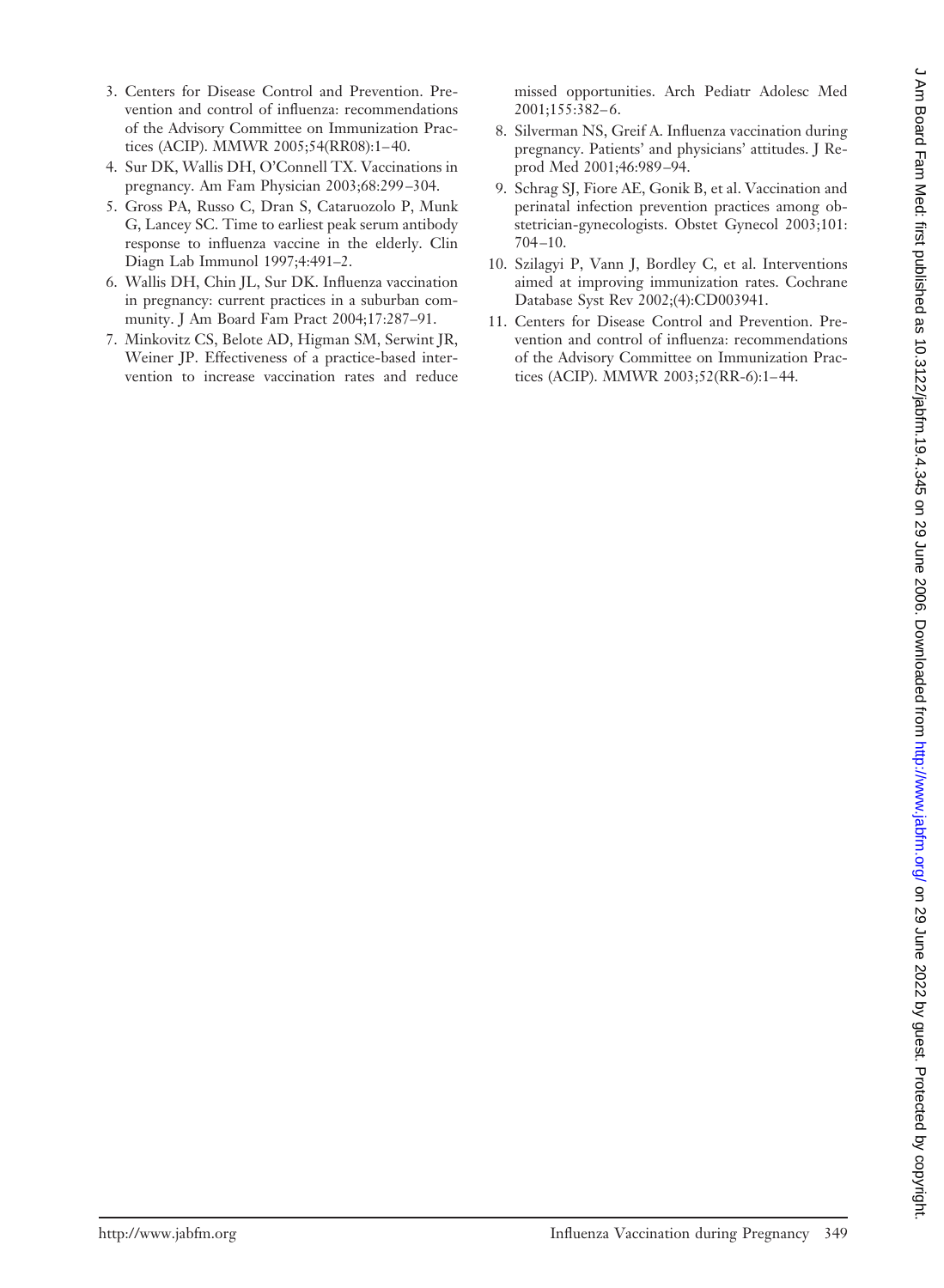3. Centers for Disease Control and Prevention. Prevention and control of influenza: recommendations of the Advisory Committee on Immunization Practices (ACIP). MMWR 2005;54(RR08):1–40.
4. Sur DK, Wallis DH, O'Connell TX. Vaccinations in pregnancy. Am Fam Physician 2003;68:299–304.
5. Gross PA, Russo C, Dran S, Cataruozolo P, Munk G, Lancey SC. Time to earliest peak serum antibody response to influenza vaccine in the elderly. Clin Diagn Lab Immunol 1997;4:491–2.
6. Wallis DH, Chin JL, Sur DK. Influenza vaccination in pregnancy: current practices in a suburban community. J Am Board Fam Pract 2004;17:287–91.
7. Minkovitz CS, Belote AD, Higman SM, Serwint JR, Weiner JP. Effectiveness of a practice-based intervention to increase vaccination rates and reduce missed opportunities. Arch Pediatr Adolesc Med 2001;155:382–6.
8. Silverman NS, Greif A. Influenza vaccination during pregnancy. Patients' and physicians' attitudes. J Reprod Med 2001;46:989–94.
9. Schrag SJ, Fiore AE, Gonik B, et al. Vaccination and perinatal infection prevention practices among obstetrician-gynecologists. Obstet Gynecol 2003;101:704–10.
10. Szilagyi P, Vann J, Bordley C, et al. Interventions aimed at improving immunization rates. Cochrane Database Syst Rev 2002;(4):CD003941.
11. Centers for Disease Control and Prevention. Prevention and control of influenza: recommendations of the Advisory Committee on Immunization Practices (ACIP). MMWR 2003;52(RR-6):1–44.